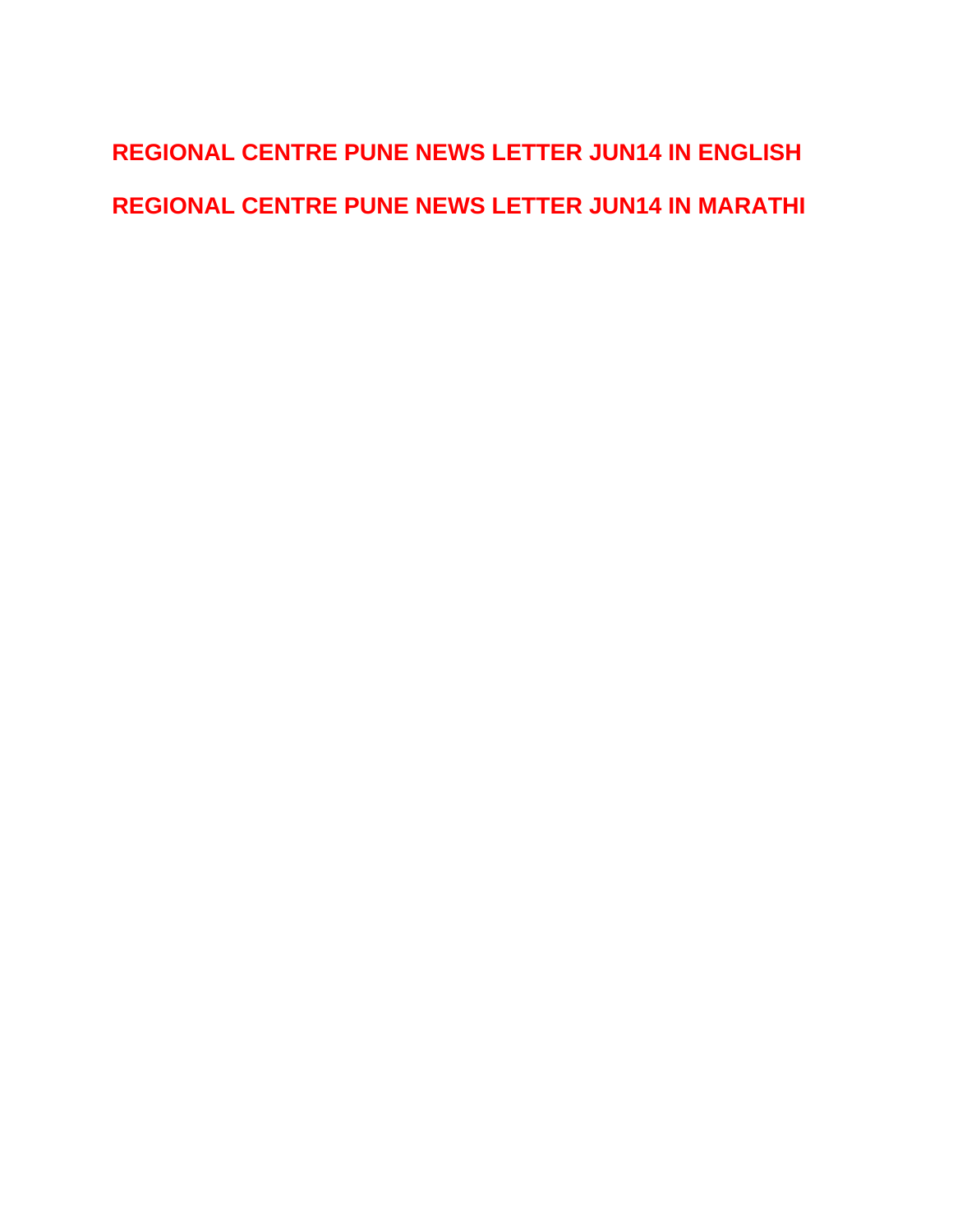**REGIONAL CENTRE PUNE NEWS LETTER JUN14 IN ENGLISH**

**REGIONAL CENTRE PUNE NEWS LETTER JUN14 IN MARATHI**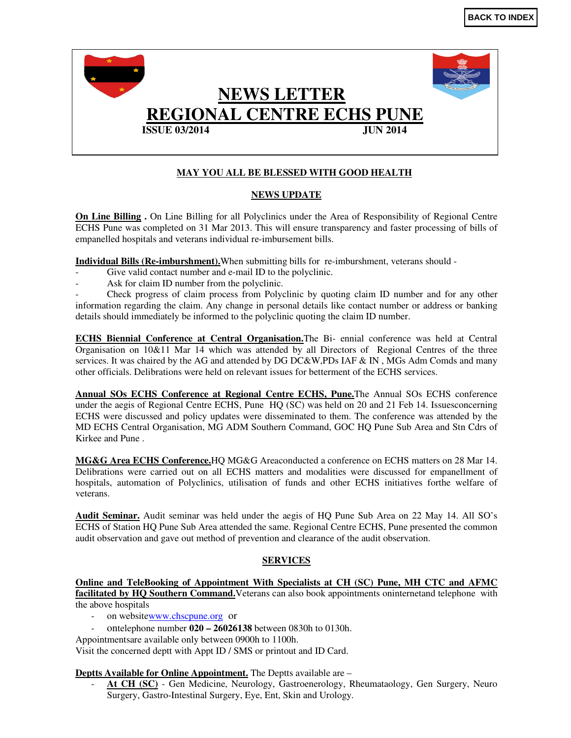BACK TO INDEX

# NEWS LETTER
# REGIONAL CENTRE ECHS PUNE

**ISSUE 03/2014** **JUN 2014**

## MAY YOU ALL BE BLESSED WITH GOOD HEALTH

## NEWS UPDATE

**On Line Billing .** On Line Billing for all Polyclinics under the Area of Responsibility of Regional Centre ECHS Pune was completed on 31 Mar 2013. This will ensure transparency and faster processing of bills of empanelled hospitals and veterans individual re-imbursement bills.

**Individual Bills (Re-imburshment).**When submitting bills for re-imburshment, veterans should -

- Give valid contact number and e-mail ID to the polyclinic.
- Ask for claim ID number from the polyclinic.
- Check progress of claim process from Polyclinic by quoting claim ID number and for any other information regarding the claim. Any change in personal details like contact number or address or banking details should immediately be informed to the polyclinic quoting the claim ID number.

**ECHS Biennial Conference at Central Organisation.**The Bi- ennial conference was held at Central Organisation on 10&11 Mar 14 which was attended by all Directors of Regional Centres of the three services. It was chaired by the AG and attended by DG DC&W,PDs IAF & IN , MGs Adm Comds and many other officials. Delibrations were held on relevant issues for betterment of the ECHS services.

**Annual SOs ECHS Conference at Regional Centre ECHS, Pune.**The Annual SOs ECHS conference under the aegis of Regional Centre ECHS, Pune HQ (SC) was held on 20 and 21 Feb 14. Issuesconcerning ECHS were discussed and policy updates were disseminated to them. The conference was attended by the MD ECHS Central Organisation, MG ADM Southern Command, GOC HQ Pune Sub Area and Stn Cdrs of Kirkee and Pune .

**MG&G Area ECHS Conference.**HQ MG&G Areaconducted a conference on ECHS matters on 28 Mar 14. Delibrations were carried out on all ECHS matters and modalities were discussed for empanellment of hospitals, automation of Polyclinics, utilisation of funds and other ECHS initiatives forthe welfare of veterans.

**Audit Seminar.** Audit seminar was held under the aegis of HQ Pune Sub Area on 22 May 14. All SO's ECHS of Station HQ Pune Sub Area attended the same. Regional Centre ECHS, Pune presented the common audit observation and gave out method of prevention and clearance of the audit observation.

## SERVICES

**Online and TeleBooking of Appointment With Specialists at CH (SC) Pune, MH CTC and AFMC facilitated by HQ Southern Command.**Veterans can also book appointments oninternetand telephone with the above hospitals

- on websitewww.chscpune.org or
- ontelephone number **020 – 26026138** between 0830h to 0130h.

Appointmentsare available only between 0900h to 1100h.
Visit the concerned deptt with Appt ID / SMS or printout and ID Card.

**Deptts Available for Online Appointment.** The Deptts available are –

- **At CH (SC)** - Gen Medicine, Neurology, Gastroenerology, Rheumataology, Gen Surgery, Neuro Surgery, Gastro-Intestinal Surgery, Eye, Ent, Skin and Urology.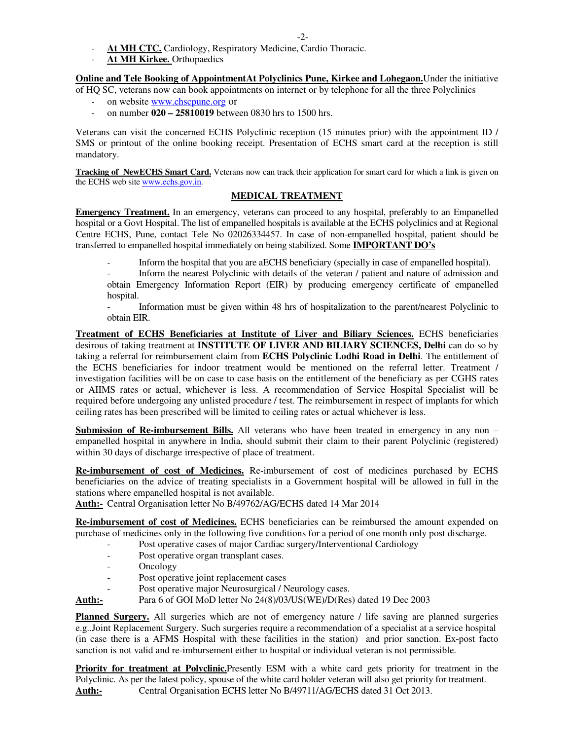- **At MH CTC.** Cardiology, Respiratory Medicine, Cardio Thoracic.
- **At MH Kirkee.** Orthopaedics

**Online and Tele Booking of AppointmentAt Polyclinics Pune, Kirkee and Lohegaon.** Under the initiative of HQ SC, veterans now can book appointments on internet or by telephone for all the three Polyclinics

- on website www.chscpune.org or
- on number **020 – 25810019** between 0830 hrs to 1500 hrs.

Veterans can visit the concerned ECHS Polyclinic reception (15 minutes prior) with the appointment ID / SMS or printout of the online booking receipt. Presentation of ECHS smart card at the reception is still mandatory.

**Tracking of NewECHS Smart Card.** Veterans now can track their application for smart card for which a link is given on the ECHS web site www.echs.gov.in.

## MEDICAL TREATMENT

**Emergency Treatment.** In an emergency, veterans can proceed to any hospital, preferably to an Empanelled hospital or a Govt Hospital. The list of empanelled hospitals is available at the ECHS polyclinics and at Regional Centre ECHS, Pune, contact Tele No 02026334457. In case of non-empanelled hospital, patient should be transferred to empanelled hospital immediately on being stabilized. Some **IMPORTANT DO's**

- Inform the hospital that you are aECHS beneficiary (specially in case of empanelled hospital).
- Inform the nearest Polyclinic with details of the veteran / patient and nature of admission and obtain Emergency Information Report (EIR) by producing emergency certificate of empanelled hospital.
- Information must be given within 48 hrs of hospitalization to the parent/nearest Polyclinic to obtain EIR.

**Treatment of ECHS Beneficiaries at Institute of Liver and Biliary Sciences.** ECHS beneficiaries desirous of taking treatment at **INSTITUTE OF LIVER AND BILIARY SCIENCES, Delhi** can do so by taking a referral for reimbursement claim from **ECHS Polyclinic Lodhi Road in Delhi**. The entitlement of the ECHS beneficiaries for indoor treatment would be mentioned on the referral letter. Treatment / investigation facilities will be on case to case basis on the entitlement of the beneficiary as per CGHS rates or AIIMS rates or actual, whichever is less. A recommendation of Service Hospital Specialist will be required before undergoing any unlisted procedure / test. The reimbursement in respect of implants for which ceiling rates has been prescribed will be limited to ceiling rates or actual whichever is less.

**Submission of Re-imbursement Bills.** All veterans who have been treated in emergency in any non – empanelled hospital in anywhere in India, should submit their claim to their parent Polyclinic (registered) within 30 days of discharge irrespective of place of treatment.

**Re-imbursement of cost of Medicines.** Re-imbursement of cost of medicines purchased by ECHS beneficiaries on the advice of treating specialists in a Government hospital will be allowed in full in the stations where empanelled hospital is not available.
**Auth:-** Central Organisation letter No B/49762/AG/ECHS dated 14 Mar 2014

**Re-imbursement of cost of Medicines.** ECHS beneficiaries can be reimbursed the amount expended on purchase of medicines only in the following five conditions for a period of one month only post discharge.

- Post operative cases of major Cardiac surgery/Interventional Cardiology
- Post operative organ transplant cases.
- Oncology
- Post operative joint replacement cases
- Post operative major Neurosurgical / Neurology cases.

**Auth:-** Para 6 of GOI MoD letter No 24(8)/03/US(WE)/D(Res) dated 19 Dec 2003

**Planned Surgery.** All surgeries which are not of emergency nature / life saving are planned surgeries e.g..Joint Replacement Surgery. Such surgeries require a recommendation of a specialist at a service hospital (in case there is a AFMS Hospital with these facilities in the station) and prior sanction. Ex-post facto sanction is not valid and re-imbursement either to hospital or individual veteran is not permissible.

**Priority for treatment at Polyclinic.** Presently ESM with a white card gets priority for treatment in the Polyclinic. As per the latest policy, spouse of the white card holder veteran will also get priority for treatment.
**Auth:-** Central Organisation ECHS letter No B/49711/AG/ECHS dated 31 Oct 2013.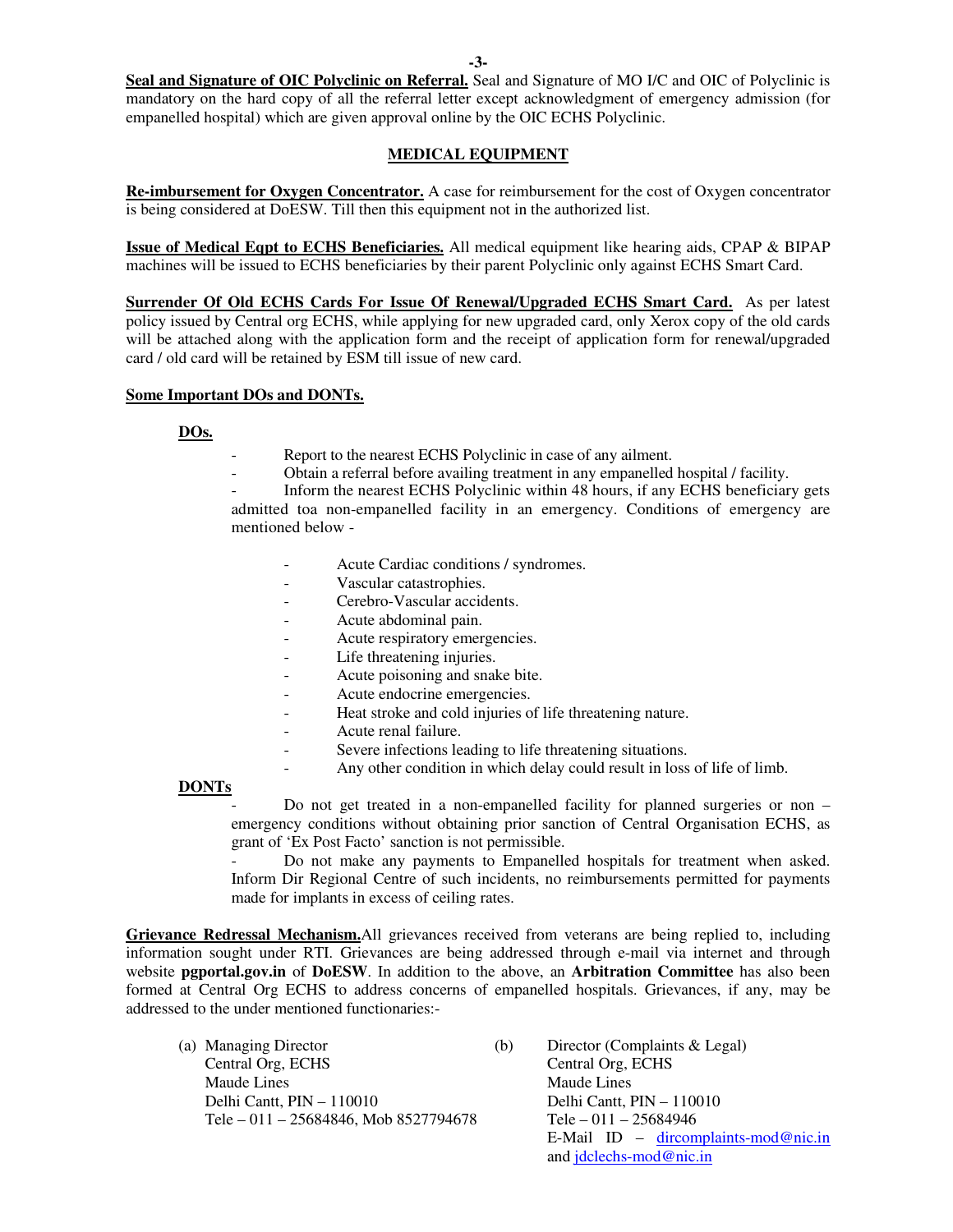**Seal and Signature of OIC Polyclinic on Referral.** Seal and Signature of MO I/C and OIC of Polyclinic is mandatory on the hard copy of all the referral letter except acknowledgment of emergency admission (for empanelled hospital) which are given approval online by the OIC ECHS Polyclinic.

## MEDICAL EQUIPMENT

**Re-imbursement for Oxygen Concentrator.** A case for reimbursement for the cost of Oxygen concentrator is being considered at DoESW. Till then this equipment not in the authorized list.

**Issue of Medical Eqpt to ECHS Beneficiaries.** All medical equipment like hearing aids, CPAP & BIPAP machines will be issued to ECHS beneficiaries by their parent Polyclinic only against ECHS Smart Card.

**Surrender Of Old ECHS Cards For Issue Of Renewal/Upgraded ECHS Smart Card.** As per latest policy issued by Central org ECHS, while applying for new upgraded card, only Xerox copy of the old cards will be attached along with the application form and the receipt of application form for renewal/upgraded card / old card will be retained by ESM till issue of new card.

**Some Important DOs and DONTs.**

**DOs.**

- Report to the nearest ECHS Polyclinic in case of any ailment.
- Obtain a referral before availing treatment in any empanelled hospital / facility.
- Inform the nearest ECHS Polyclinic within 48 hours, if any ECHS beneficiary gets admitted toa non-empanelled facility in an emergency. Conditions of emergency are mentioned below -
  - Acute Cardiac conditions / syndromes.
  - Vascular catastrophies.
  - Cerebro-Vascular accidents.
  - Acute abdominal pain.
  - Acute respiratory emergencies.
  - Life threatening injuries.
  - Acute poisoning and snake bite.
  - Acute endocrine emergencies.
  - Heat stroke and cold injuries of life threatening nature.
  - Acute renal failure.
  - Severe infections leading to life threatening situations.
  - Any other condition in which delay could result in loss of life of limb.

**DONTs**

- Do not get treated in a non-empanelled facility for planned surgeries or non – emergency conditions without obtaining prior sanction of Central Organisation ECHS, as grant of 'Ex Post Facto' sanction is not permissible.
- Do not make any payments to Empanelled hospitals for treatment when asked. Inform Dir Regional Centre of such incidents, no reimbursements permitted for payments made for implants in excess of ceiling rates.

**Grievance Redressal Mechanism.** All grievances received from veterans are being replied to, including information sought under RTI. Grievances are being addressed through e-mail via internet and through website **pgportal.gov.in** of **DoESW**. In addition to the above, an **Arbitration Committee** has also been formed at Central Org ECHS to address concerns of empanelled hospitals. Grievances, if any, may be addressed to the under mentioned functionaries:-

(a) Managing Director
Central Org, ECHS
Maude Lines
Delhi Cantt, PIN – 110010
Tele – 011 – 25684846, Mob 8527794678

(b) Director (Complaints & Legal)
Central Org, ECHS
Maude Lines
Delhi Cantt, PIN – 110010
Tele – 011 – 25684946
E-Mail ID – dircomplaints-mod@nic.in and jdclechs-mod@nic.in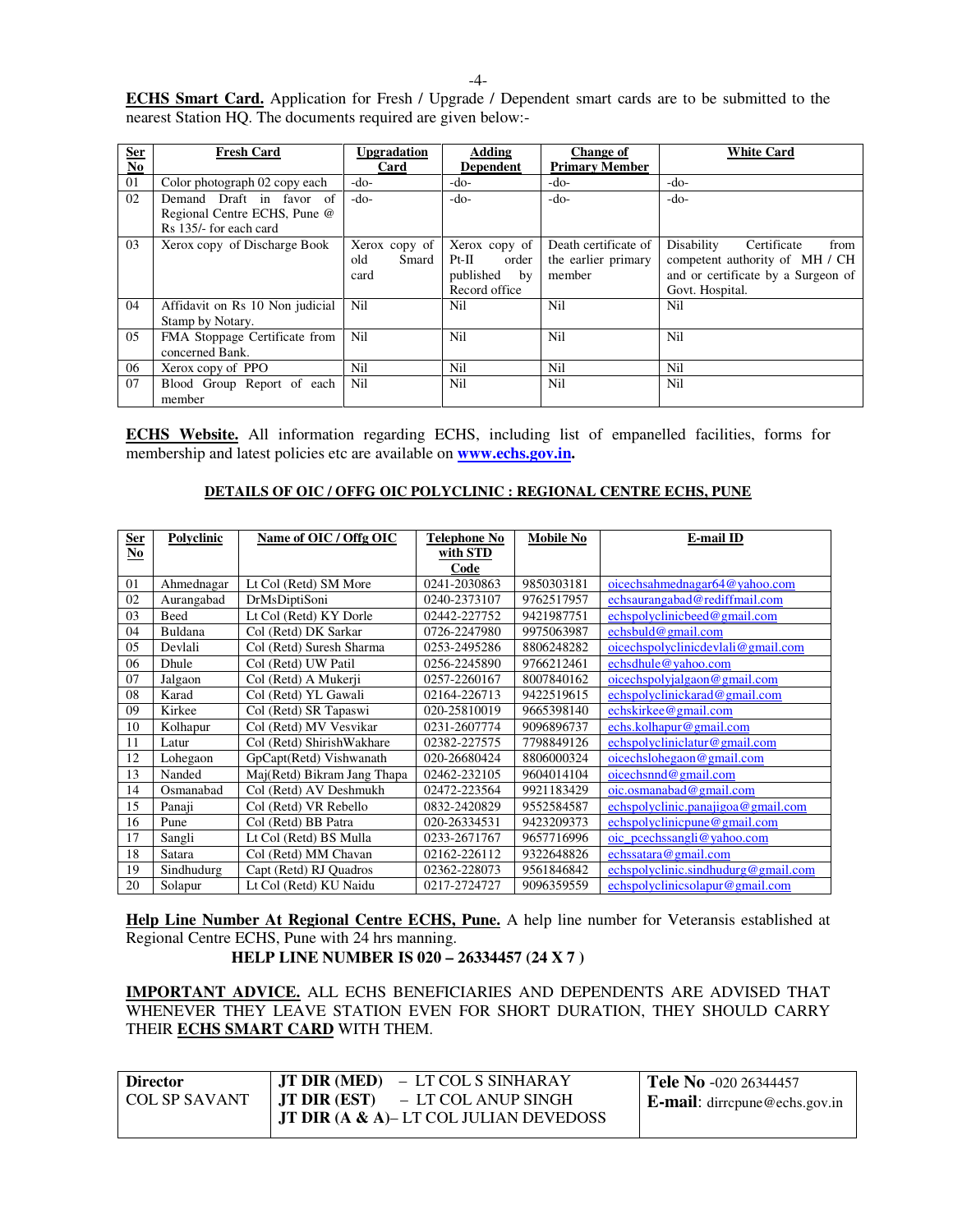**ECHS Smart Card.** Application for Fresh / Upgrade / Dependent smart cards are to be submitted to the nearest Station HQ. The documents required are given below:-

| Ser No | Fresh Card | Upgradation Card | Adding Dependent | Change of Primary Member | White Card |
|---|---|---|---|---|---|
| 01 | Color photograph 02 copy each | -do- | -do- | -do- | -do- |
| 02 | Demand Draft in favor of Regional Centre ECHS, Pune @ Rs 135/- for each card | -do- | -do- | -do- | -do- |
| 03 | Xerox copy of Discharge Book | Xerox copy of old Smard card | Xerox copy of Pt-II order published by Record office | Death certificate of the earlier primary member | Disability Certificate from competent authority of MH / CH and or certificate by a Surgeon of Govt. Hospital. |
| 04 | Affidavit on Rs 10 Non judicial Stamp by Notary. | Nil | Nil | Nil | Nil |
| 05 | FMA Stoppage Certificate from concerned Bank. | Nil | Nil | Nil | Nil |
| 06 | Xerox copy of PPO | Nil | Nil | Nil | Nil |
| 07 | Blood Group Report of each member | Nil | Nil | Nil | Nil |

**ECHS Website.** All information regarding ECHS, including list of empanelled facilities, forms for membership and latest policies etc are available on **www.echs.gov.in.**

**DETAILS OF OIC / OFFG OIC POLYCLINIC : REGIONAL CENTRE ECHS, PUNE**

| Ser No | Polyclinic | Name of OIC / Offg OIC | Telephone No with STD Code | Mobile No | E-mail ID |
|---|---|---|---|---|---|
| 01 | Ahmednagar | Lt Col (Retd) SM More | 0241-2030863 | 9850303181 | oicechsahmednagar64@yahoo.com |
| 02 | Aurangabad | DrMsDiptiSoni | 0240-2373107 | 9762517957 | echsaurangabad@rediffmail.com |
| 03 | Beed | Lt Col (Retd) KY Dorle | 02442-227752 | 9421987751 | echspolyclinicbeed@gmail.com |
| 04 | Buldana | Col (Retd) DK Sarkar | 0726-2247980 | 9975063987 | echsbuld@gmail.com |
| 05 | Devlali | Col (Retd) Suresh Sharma | 0253-2495286 | 8806248282 | oicechspolyclinicdevlali@gmail.com |
| 06 | Dhule | Col (Retd) UW Patil | 0256-2245890 | 9766212461 | echsdhule@yahoo.com |
| 07 | Jalgaon | Col (Retd) A Mukerji | 0257-2260167 | 8007840162 | oicechspolyjalgaon@gmail.com |
| 08 | Karad | Col (Retd) YL Gawali | 02164-226713 | 9422519615 | echspolyclinickarad@gmail.com |
| 09 | Kirkee | Col (Retd) SR Tapaswi | 020-25810019 | 9665398140 | echskirkee@gmail.com |
| 10 | Kolhapur | Col (Retd) MV Vesvikar | 0231-2607774 | 9096896737 | echs.kolhapur@gmail.com |
| 11 | Latur | Col (Retd) ShirishWakhare | 02382-227575 | 7798849126 | echspolycliniclatur@gmail.com |
| 12 | Lohegaon | GpCapt(Retd) Vishwanath | 020-26680424 | 8806000324 | oicechslohegaon@gmail.com |
| 13 | Nanded | Maj(Retd) Bikram Jang Thapa | 02462-232105 | 9604014104 | oicechsnnd@gmail.com |
| 14 | Osmanabad | Col (Retd) AV Deshmukh | 02472-223564 | 9921183429 | oic.osmanabad@gmail.com |
| 15 | Panaji | Col (Retd) VR Rebello | 0832-2420829 | 9552584587 | echspolyclinic.panajigoa@gmail.com |
| 16 | Pune | Col (Retd) BB Patra | 020-26334531 | 9423209373 | echspolyclinicpune@gmail.com |
| 17 | Sangli | Lt Col (Retd) BS Mulla | 0233-2671767 | 9657716996 | oic_pcechssangli@yahoo.com |
| 18 | Satara | Col (Retd) MM Chavan | 02162-226112 | 9322648826 | echssatara@gmail.com |
| 19 | Sindhudurg | Capt (Retd) RJ Quadros | 02362-228073 | 9561846842 | echspolyclinic.sindhudurg@gmail.com |
| 20 | Solapur | Lt Col (Retd) KU Naidu | 0217-2724727 | 9096359559 | echspolyclinicsolapur@gmail.com |

**Help Line Number At Regional Centre ECHS, Pune.** A help line number for Veteransis established at Regional Centre ECHS, Pune with 24 hrs manning.

**HELP LINE NUMBER IS 020 – 26334457 (24 X 7 )**

**IMPORTANT ADVICE.** ALL ECHS BENEFICIARIES AND DEPENDENTS ARE ADVISED THAT WHENEVER THEY LEAVE STATION EVEN FOR SHORT DURATION, THEY SHOULD CARRY THEIR **ECHS SMART CARD** WITH THEM.

| **Director**<br>COL SP SAVANT | **JT DIR (MED)** – LT COL S SINHARAY<br>**JT DIR (EST)** – LT COL ANUP SINGH<br>**JT DIR (A & A)**– LT COL JULIAN DEVEDOSS | **Tele No** -020 26344457<br>**E-mail**: dirrcpune@echs.gov.in |
|---|---|---|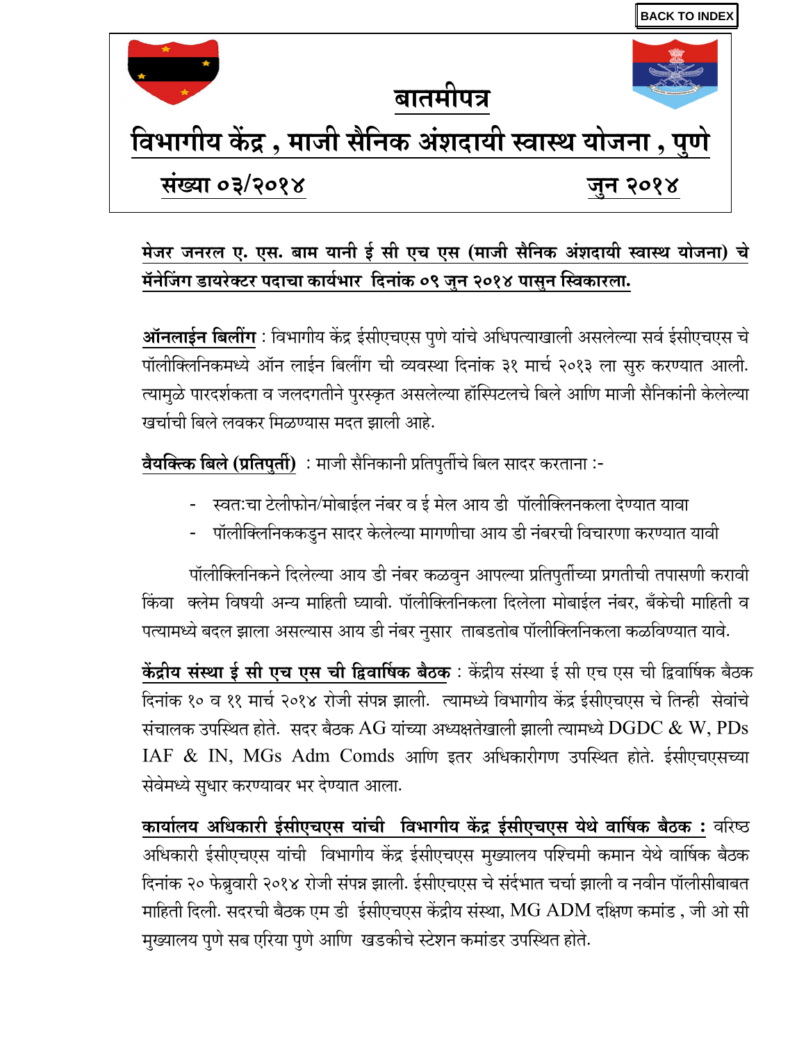BACK TO INDEX

# बातमीपत्र

# विभागीय केंद्र , माजी सैनिक अंशदायी स्वास्थ योजना , पुणे

**संख्या ०३/२०१४** **जुन २०१४**

**मेजर जनरल ए. एस. बाम यानी ई सी एच एस (माजी सैनिक अंशदायी स्वास्थ योजना) चे मॅनेजिंग डायरेक्टर पदाचा कार्यभार दिनांक ०९ जुन २०१४ पासुन स्विकारला.**

**ऑनलाईन बिलींग** : विभागीय केंद्र ईसीएचएस पुणे यांचे अधिपत्याखाली असलेल्या सर्व ईसीएचएस चे पॉलीक्लिनिकमध्ये ऑन लाईन बिलींग ची व्यवस्था दिनांक ३१ मार्च २०१३ ला सुरु करण्यात आली. त्यामुळे पारदर्शकता व जलदगतीने पुरस्कृत असलेल्या हॉस्पिटलचे बिले आणि माजी सैनिकांनी केलेल्या खर्चाची बिले लवकर मिळण्यास मदत झाली आहे.

**वैयक्तिक बिले (प्रतिपुर्ती)** : माजी सैनिकानी प्रतिपुर्तीचे बिल सादर करताना :-

- स्वत:चा टेलीफोन/मोबाईल नंबर व ई मेल आय डी पॉलीक्लिनिकला देण्यात यावा
- पॉलीक्लिनिककडुन सादर केलेल्या मागणीचा आय डी नंबरची विचारणा करण्यात यावी

पॉलीक्लिनिकने दिलेल्या आय डी नंबर कळवुन आपल्या प्रतिपुर्तीच्या प्रगतीची तपासणी करावी किंवा क्लेम विषयी अन्य माहिती घ्यावी. पॉलीक्लिनिकला दिलेला मोबाईल नंबर, बँकेची माहिती व पत्यामध्ये बदल झाला असल्यास आय डी नंबर नुसार ताबडतोब पॉलीक्लिनिकला कळविण्यात यावे.

**केंद्रीय संस्था ई सी एच एस ची द्विवार्षिक बैठक** : केंद्रीय संस्था ई सी एच एस ची द्विवार्षिक बैठक दिनांक १० व ११ मार्च २०१४ रोजी संपन्न झाली. त्यामध्ये विभागीय केंद्र ईसीएचएस चे तिन्ही सेवांचे संचालक उपस्थित होते. सदर बैठक AG यांच्या अध्यक्षतेखाली झाली त्यामध्ये DGDC & W, PDs IAF & IN, MGs Adm Comds आणि इतर अधिकारीगण उपस्थित होते. ईसीएचएसच्या सेवेमध्ये सुधार करण्यावर भर देण्यात आला.

**कार्यालय अधिकारी ईसीएचएस यांची विभागीय केंद्र ईसीएचएस येथे वार्षिक बैठक :** वरिष्ठ अधिकारी ईसीएचएस यांची विभागीय केंद्र ईसीएचएस मुख्यालय पश्चिमी कमान येथे वार्षिक बैठक दिनांक २० फेब्रुवारी २०१४ रोजी संपन्न झाली. ईसीएचएस चे संदर्भात चर्चा झाली व नवीन पॉलीसीबाबत माहिती दिली. सदरची बैठक एम डी ईसीएचएस केंद्रीय संस्था, MG ADM दक्षिण कमांड , जी ओ सी मुख्यालय पुणे सब एरिया पुणे आणि खडकीचे स्टेशन कमांडर उपस्थित होते.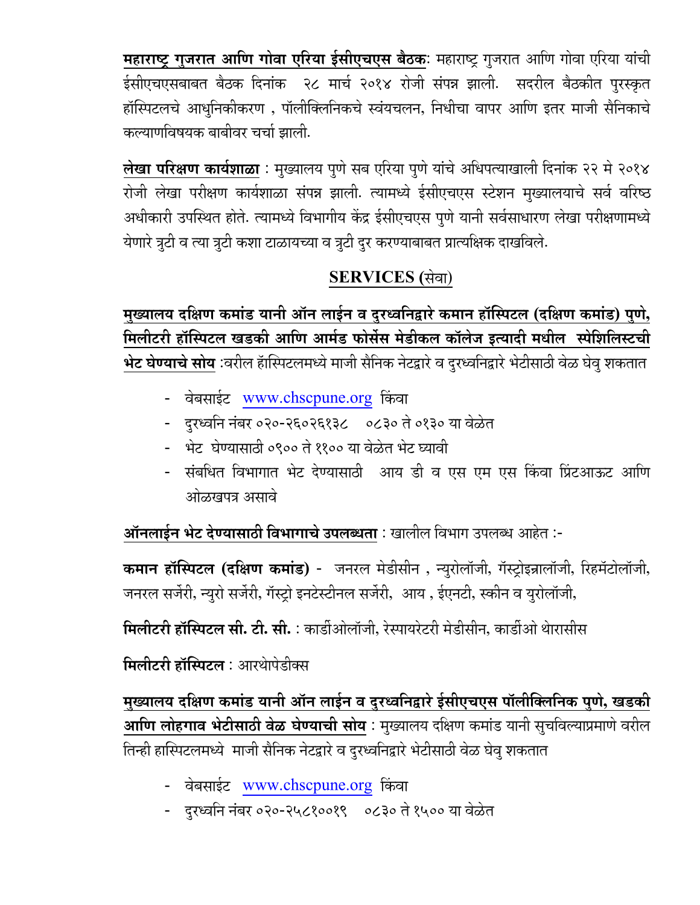**<u>महाराष्ट्र गुजरात आणि गोवा एरिया ईसीएचएस बैठक</u>**: महाराष्ट्र गुजरात आणि गोवा एरिया यांची ईसीएचएसबाबत बैठक दिनांक २८ मार्च २०१४ रोजी संपन्न झाली. सदरील बैठकीत पुरस्कृत हॉस्पिटलचे आधुनिकीकरण , पॉलीक्लिनिकचे स्वंयचलन, निधीचा वापर आणि इतर माजी सैनिकाचे कल्याणविषयक बाबीवर चर्चा झाली.

**<u>लेखा परिक्षण कार्यशाळा</u>** : मुख्यालय पुणे सब एरिया पुणे यांचे अधिपत्याखाली दिनांक २२ मे २०१४ रोजी लेखा परीक्षण कार्यशाळा संपन्न झाली. त्यामध्ये ईसीएचएस स्टेशन मुख्यालयाचे सर्व वरिष्ठ अधीकारी उपस्थित होते. त्यामध्ये विभागीय केंद्र ईसीएचएस पुणे यानी सर्वसाधारण लेखा परीक्षणामध्ये येणारे त्रुटी व त्या त्रुटी कशा टाळायच्या व त्रुटी दुर करण्याबाबत प्रात्यक्षिक दाखविले.

## <u>SERVICES (सेवा)</u>

**<u>मुख्यालय दक्षिण कमांड यानी ऑन लाईन व दुरध्वनिद्वारे कमान हॉस्पिटल (दक्षिण कमांड) पुणे, मिलीटरी हॉस्पिटल खडकी आणि आर्मड फोर्सेस मेडीकल कॉलेज इत्यादी मधील स्पेशिलिस्टची भेट घेण्याचे सोय</u>** :वरील हॉस्पिटलमध्ये माजी सैनिक नेटद्वारे व दुरध्वनिद्वारे भेटीसाठी वेळ घेवु शकतात

- वेबसाईट www.chscpune.org किंवा
- दुरध्वनि नंबर ०२०-२६०२६१३८ ०८३० ते ०१३० या वेळेत
- भेट घेण्यासाठी ०९०० ते ११०० या वेळेत भेट घ्यावी
- संबधित विभागात भेट देण्यासाठी आय डी व एस एम एस किंवा प्रिंटआऊट आणि ओळखपत्र असावे

**<u>ऑनलाईन भेट देण्यासाठी विभागाचे उपलब्धता</u>** : खालील विभाग उपलब्ध आहेत :-

**कमान हॉस्पिटल (दक्षिण कमांड)** - जनरल मेडीसीन , न्युरोलॉजी, गॅस्ट्रोइन्नालॉजी, रिहमॅटोलॉजी, जनरल सर्जेरी, न्युरो सर्जेरी, गॅस्ट्रो इनटेस्टीनल सर्जेरी, आय , ईएनटी, स्कीन व युरोलॉजी,

**मिलीटरी हॉस्पिटल सी. टी. सी.** : कार्डीओलॉजी, रेस्पायरेटरी मेडीसीन, कार्डीओ थेरासीस

**मिलीटरी हॉस्पिटल** : आरथेापेडीक्स

**<u>मुख्यालय दक्षिण कमांड यानी ऑन लाईन व दुरध्वनिद्वारे ईसीएचएस पॉलीक्लिनिक पुणे, खडकी आणि लोहगाव भेटीसाठी वेळ घेण्याची सोय</u>** : मुख्यालय दक्षिण कमांड यानी सुचविल्याप्रमाणे वरील तिन्ही हास्पिटलमध्ये माजी सैनिक नेटद्वारे व दुरध्वनिद्वारे भेटीसाठी वेळ घेवु शकतात

- वेबसाईट www.chscpune.org किंवा
- दुरध्वनि नंबर ०२०-२५८१००१९ ०८३० ते १५०० या वेळेत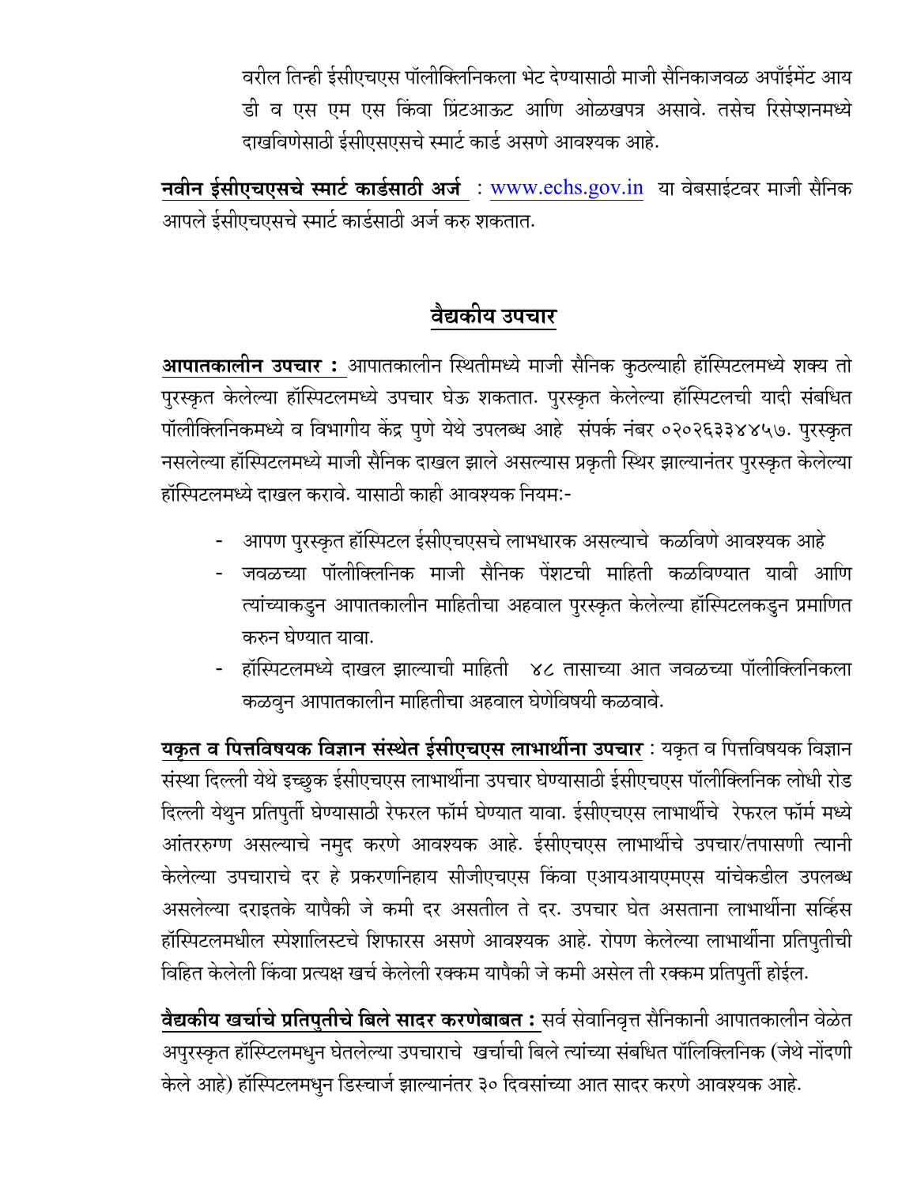वरील तिन्ही ईसीएचएस पॉलीक्लिनिकला भेट देण्यासाठी माजी सैनिकाजवळ अपॉईमेंट आय डी व एस एम एस किंवा प्रिंटआऊट आणि ओळखपत्र असावे. तसेच रिसेप्शनमध्ये दाखविणेसाठी ईसीएसएसचे स्मार्ट कार्ड असणे आवश्यक आहे.

**नवीन ईसीएचएसचे स्मार्ट कार्डसाठी अर्ज** : www.echs.gov.in या वेबसाईटवर माजी सैनिक आपले ईसीएचएसचे स्मार्ट कार्डसाठी अर्ज करु शकतात.

## वैद्यकीय उपचार

**आपातकालीन उपचार :** आपातकालीन स्थितीमध्ये माजी सैनिक कुठल्याही हॉस्पिटलमध्ये शक्य तो पुरस्कृत केलेल्या हॉस्पिटलमध्ये उपचार घेऊ शकतात. पुरस्कृत केलेल्या हॉस्पिटलची यादी संबधित पॉलीक्लिनिकमध्ये व विभागीय केंद्र पुणे येथे उपलब्ध आहे संपर्क नंबर ०२०२६३३४४५७. पुरस्कृत नसलेल्या हॉस्पिटलमध्ये माजी सैनिक दाखल झाले असल्यास प्रकृती स्थिर झाल्यानंतर पुरस्कृत केलेल्या हॉस्पिटलमध्ये दाखल करावे. यासाठी काही आवश्यक नियमः-

- आपण पुरस्कृत हॉस्पिटल ईसीएचएसचे लाभधारक असल्याचे कळविणे आवश्यक आहे
- जवळच्या पॉलीक्लिनिक माजी सैनिक पेंशटची माहिती कळविण्यात यावी आणि त्यांच्याकडुन आपातकालीन माहितीचा अहवाल पुरस्कृत केलेल्या हॉस्पिटलकडुन प्रमाणित करुन घेण्यात यावा.
- हॉस्पिटलमध्ये दाखल झाल्याची माहिती ४८ तासाच्या आत जवळच्या पॉलीक्लिनिकला कळवुन आपातकालीन माहितीचा अहवाल घेणेविषयी कळवावे.

**यकृत व पित्तविषयक विज्ञान संस्थेत ईसीएचएस लाभार्थीना उपचार** : यकृत व पित्तविषयक विज्ञान संस्था दिल्ली येथे इच्छुक ईसीएचएस लाभार्थीना उपचार घेण्यासाठी ईसीएचएस पॉलीक्लिनिक लोधी रोड दिल्ली येथुन प्रतिपुर्ती घेण्यासाठी रेफरल फॉर्म घेण्यात यावा. ईसीएचएस लाभार्थीचे रेफरल फॉर्म मध्ये आंतररुग्ण असल्याचे नमुद करणे आवश्यक आहे. ईसीएचएस लाभार्थीचे उपचार/तपासणी त्यानी केलेल्या उपचाराचे दर हे प्रकरणनिहाय सीजीएचएस किंवा एआयआयएमएस यांचेकडील उपलब्ध असलेल्या दराइतके यापैकी जे कमी दर असतील ते दर. उपचार घेत असताना लाभार्थीना सर्व्हिस हॉस्पिटलमधील स्पेशालिस्टचे शिफारस असणे आवश्यक आहे. रोपण केलेल्या लाभार्थीना प्रतिपुतीची विहित केलेली किंवा प्रत्यक्ष खर्च केलेली रक्कम यापैकी जे कमी असेल ती रक्कम प्रतिपुर्ती होईल.

**वैद्यकीय खर्चाचे प्रतिपुतीचे बिले सादर करणेबाबत :** सर्व सेवानिवृत्त सैनिकानी आपातकालीन वेळेत अपुरस्कृत हॉस्पिटलमधुन घेतलेल्या उपचाराचे खर्चाची बिले त्यांच्या संबधित पॉलिक्लिनिक (जेथे नोंदणी केले आहे) हॉस्पिटलमधुन डिस्चार्ज झाल्यानंतर ३० दिवसांच्या आत सादर करणे आवश्यक आहे.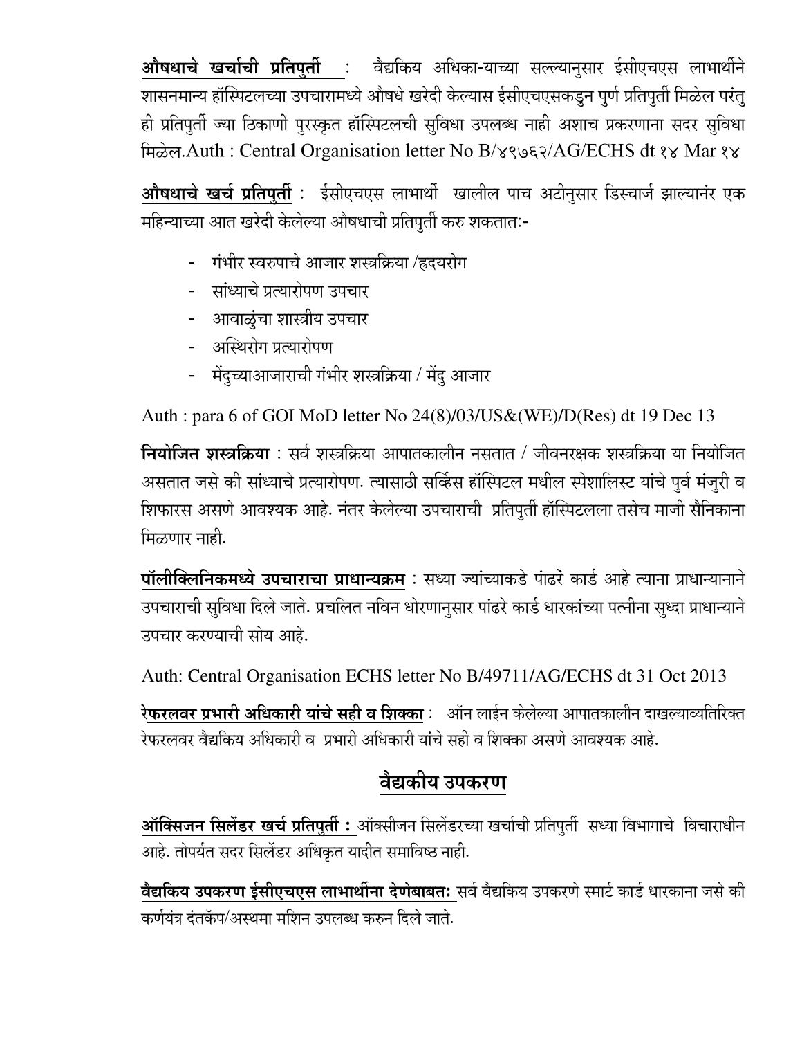**औषधाचे खर्चाची प्रतिपुर्ती** : वैद्यकिय अधिका-याच्या सल्ल्यानुसार ईसीएचएस लाभार्थीने शासनमान्य हॉस्पिटलच्या उपचारामध्ये औषधे खरेदी केल्यास ईसीएचएसकडुन पुर्ण प्रतिपुर्ती मिळेल परंतु ही प्रतिपुर्ती ज्या ठिकाणी पुरस्कृत हॉस्पिटलची सुविधा उपलब्ध नाही अशाच प्रकरणाना सदर सुविधा मिळेल.Auth : Central Organisation letter No B/४९७६२/AG/ECHS dt १४ Mar १४

**औषधाचे खर्च प्रतिपुर्ती** : ईसीएचएस लाभार्थी खालील पाच अटीनुसार डिस्चार्ज झाल्यानंर एक महिन्याच्या आत खरेदी केलेल्या औषधाची प्रतिपुर्ती करु शकतातः-

- गंभीर स्वरुपाचे आजार शस्त्रक्रिया /ह्रदयरोग
- सांध्याचे प्रत्यारोपण उपचार
- आवाळुंचा शास्त्रीय उपचार
- अस्थिरोग प्रत्यारोपण
- मेंदुच्याआजाराची गंभीर शस्त्रक्रिया / मेंदु आजार

Auth : para 6 of GOI MoD letter No 24(8)/03/US&(WE)/D(Res) dt 19 Dec 13

**नियोजित शस्त्रक्रिया** : सर्व शस्त्रक्रिया आपातकालीन नसतात / जीवनरक्षक शस्त्रक्रिया या नियोजित असतात जसे की सांध्याचे प्रत्यारोपण. त्यासाठी सर्व्हिस हॉस्पिटल मधील स्पेशालिस्ट यांचे पुर्व मंजुरी व शिफारस असणे आवश्यक आहे. नंतर केलेल्या उपचाराची प्रतिपुर्ती हॉस्पिटलला तसेच माजी सैनिकाना मिळणार नाही.

**पॉलीक्लिनिकमध्ये उपचाराचा प्राधान्यक्रम** : सध्या ज्यांच्याकडे पांढरे कार्ड आहे त्याना प्राधान्यानाने उपचाराची सुविधा दिले जाते. प्रचलित नविन धोरणानुसार पांढरे कार्ड धारकांच्या पत्नीना सुध्दा प्राधान्याने उपचार करण्याची सोय आहे.

Auth: Central Organisation ECHS letter No B/49711/AG/ECHS dt 31 Oct 2013

**रेफरलवर प्रभारी अधिकारी यांचे सही व शिक्का** : ऑन लाईन केलेल्या आपातकालीन दाखल्याव्यतिरिक्त रेफरलवर वैद्यकिय अधिकारी व प्रभारी अधिकारी यांचे सही व शिक्का असणे आवश्यक आहे.

## वैद्यकीय उपकरण

**ऑक्सिजन सिलेंडर खर्च प्रतिपुर्ती :** ऑक्सीजन सिलेंडरच्या खर्चाची प्रतिपुर्ती सध्या विभागाचे विचाराधीन आहे. तोपर्यत सदर सिलेंडर अधिकृत यादीत समाविष्ठ नाही.

**वैद्यकिय उपकरण ईसीएचएस लाभार्थीना देणेबाबतः** सर्व वैद्यकिय उपकरणे स्मार्ट कार्ड धारकाना जसे की कर्णयंत्र दंतकॅप/अस्थमा मशिन उपलब्ध करुन दिले जाते.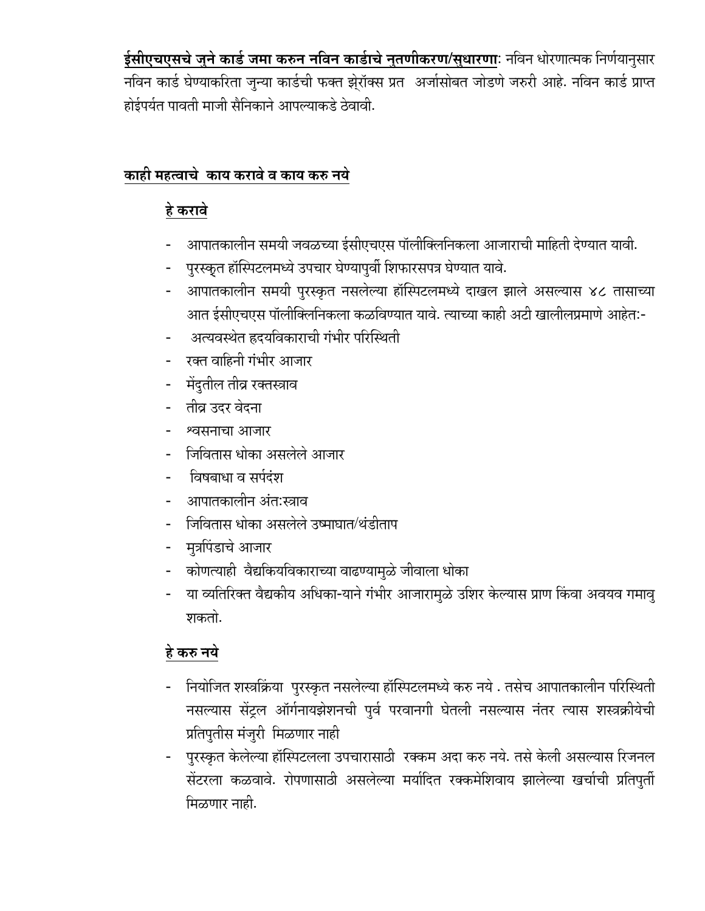**<u>ईसीएचएसचे जुने कार्ड जमा करुन नविन कार्डाचे नुतणीकरण/सुधारणा</u>**: नविन धोरणात्मक निर्णयानुसार नविन कार्ड घेण्याकरिता जुन्या कार्डची फक्त झेरॉक्स प्रत अर्जासोबत जोडणे जरुरी आहे. नविन कार्ड प्राप्त होईपर्यत पावती माजी सैनिकाने आपल्याकडे ठेवावी.

## <u>काही महत्वाचे काय करावे व काय करु नये</u>

### <u>हे करावे</u>

- आपातकालीन समयी जवळच्या ईसीएचएस पॉलीक्लिनिकला आजाराची माहिती देण्यात यावी.
- पुरस्कृत हॉस्पिटलमध्ये उपचार घेण्यापुर्वी शिफारसपत्र घेण्यात यावे.
- आपातकालीन समयी पुरस्कृत नसलेल्या हॉस्पिटलमध्ये दाखल झाले असल्यास ४८ तासाच्या आत ईसीएचएस पॉलीक्लिनिकला कळविण्यात यावे. त्याच्या काही अटी खालीलप्रमाणे आहेत:-
- अत्यवस्थेत हृदयविकाराची गंभीर परिस्थिती
- रक्त वाहिनी गंभीर आजार
- मेंदुतील तीव्र रक्तस्त्राव
- तीव्र उदर वेदना
- श्वसनाचा आजार
- जिवितास धोका असलेले आजार
- विषबाधा व सर्पदंश
- आपातकालीन अंतःस्त्राव
- जिवितास धोका असलेले उष्माघात/थंडीताप
- मुत्रपिंडाचे आजार
- कोणत्याही वैद्यकियविकाराच्या वाढण्यामुळे जीवाला धोका
- या व्यतिरिक्त वैद्यकीय अधिका-याने गंभीर आजारामुळे उशिर केल्यास प्राण किंवा अवयव गमावु शकतो.

### <u>हे करु नये</u>

- नियोजित शस्त्रक्रिया पुरस्कृत नसलेल्या हॉस्पिटलमध्ये करु नये . तसेच आपातकालीन परिस्थिती नसल्यास सेंट्रल ऑर्गनायझेशनची पुर्व परवानगी घेतली नसल्यास नंतर त्यास शस्त्रक्रीयेची प्रतिपुतीस मंजुरी मिळणार नाही
- पुरस्कृत केलेल्या हॉस्पिटलला उपचारासाठी रक्कम अदा करु नये. तसे केली असल्यास रिजनल सेंटरला कळवावे. रोपणासाठी असलेल्या मर्यादित रक्कमेशिवाय झालेल्या खर्चाची प्रतिपुर्ती मिळणार नाही.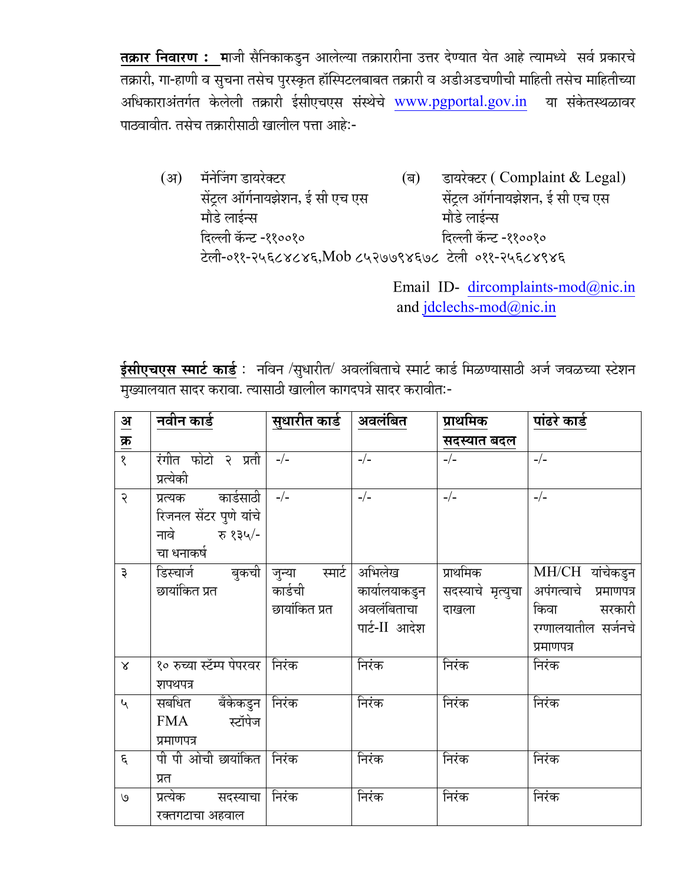**तक्रार निवारण :** माजी सैनिकाकडुन आलेल्या तक्रारारीना उत्तर देण्यात येत आहे त्यामध्ये सर्व प्रकारचे तक्रारी, गा-हाणी व सुचना तसेच पुरस्कृत हॉस्पिटलबाबत तक्रारी व अडीअडचणीची माहिती तसेच माहितीच्या अधिकाराअंतर्गत केलेली तक्रारी ईसीएचएस संस्थेचे www.pgportal.gov.in या संकेतस्थळावर पाठवावीत. तसेच तक्रारीसाठी खालील पत्ता आहे:-

(अ) मॅनेजिंग डायरेक्टर
सेंट्रल ऑर्गनायझेशन, ई सी एच एस
मौडे लाईन्स
दिल्ली कॅन्ट -११००१०
टेली-०११-२५६८४८४६,Mob ८५२७७९४६७८

(ब) डायरेक्टर ( Complaint & Legal)
सेंट्रल ऑर्गनायझेशन, ई सी एच एस
मौडे लाईन्स
दिल्ली कॅन्ट -११००१०
टेली ०११-२५६८४९४६

Email ID- dircomplaints-mod@nic.in
and jdclechs-mod@nic.in

**ईसीएचएस स्मार्ट कार्ड** : नविन /सुधारीत/ अवलंबिताचे स्मार्ट कार्ड मिळण्यासाठी अर्ज जवळच्या स्टेशन मुख्यालयात सादर करावा. त्यासाठी खालील कागदपत्रे सादर करावीत:-

| अ क्र | नवीन कार्ड | सुधारीत कार्ड | अवलंबित | प्राथमिक सदस्यात बदल | पांढरे कार्ड |
|---|---|---|---|---|---|
| १ | रंगीत फोटो २ प्रती प्रत्येकी | -/- | -/- | -/- | -/- |
| २ | प्रत्यक कार्डसाठी रिजनल सेंटर पुणे यांचे नावे रु १३५/- चा धनाकर्ष | -/- | -/- | -/- | -/- |
| ३ | डिस्चार्ज बुकची छायांकित प्रत | जुन्या स्मार्ट कार्डची छायांकित प्रत | अभिलेख कार्यालयाकडुन अवलंबिताचा पार्ट-II आदेश | प्राथमिक सदस्याचे मृत्युचा दाखला | MH/CH यांचेकडुन अपंगत्वाचे प्रमाणपत्र किवा सरकारी रग्णालयातील सर्जनचे प्रमाणपत्र |
| ४ | १० रुच्या स्टॅम्प पेपरवर शपथपत्र | निरंक | निरंक | निरंक | निरंक |
| ५ | सबधित बॅंकेकडुन FMA स्टॉपेज प्रमाणपत्र | निरंक | निरंक | निरंक | निरंक |
| ६ | पी पी ओची छायांकित प्रत | निरंक | निरंक | निरंक | निरंक |
| ७ | प्रत्येक सदस्याचा रक्तगटाचा अहवाल | निरंक | निरंक | निरंक | निरंक |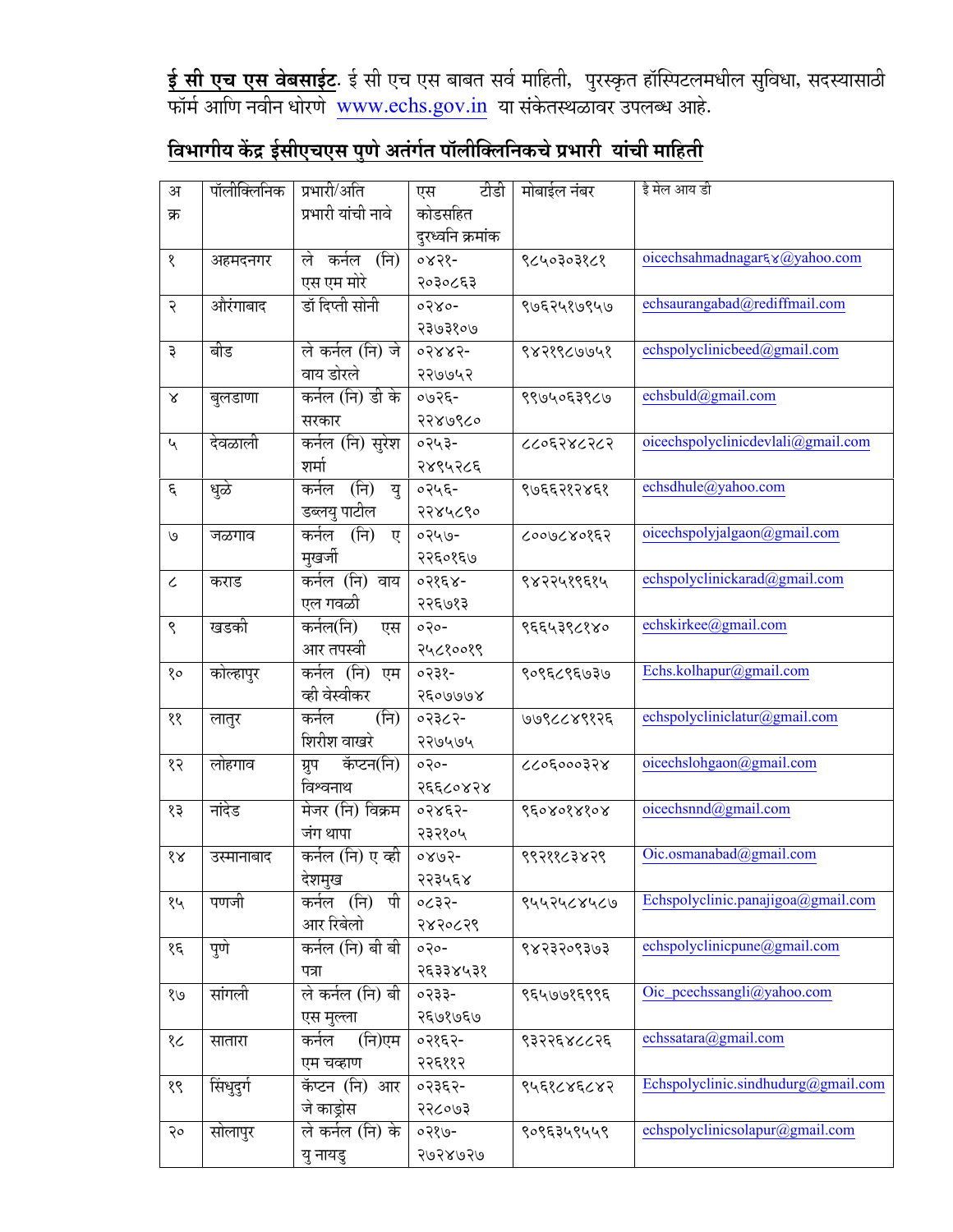**ई सी एच एस वेबसाईट**. ई सी एच एस बाबत सर्व माहिती, पुरस्कृत हॉस्पिटलमधील सुविधा, सदस्यासाठी फॉर्म आणि नवीन धोरणे www.echs.gov.in या संकेतस्थळावर उपलब्ध आहे.

## विभागीय केंद्र ईसीएचएस पुणे अतंर्गत पॉलीक्लिनिकचे प्रभारी यांची माहिती

| अ क्र | पॉलीक्लिनिक | प्रभारी/अति प्रभारी यांची नावे | एस टीडी कोडसहित दुरध्वनि क्रमांक | मोबाईल नंबर | ई मेल आय डी |
|---|---|---|---|---|---|
| १ | अहमदनगर | ले कर्नल (नि) एस एम मोरे | ०४२१-२०३०८६३ | ९८५०३०३१८१ | oicechsahmadnagar६४@yahoo.com |
| २ | औरंगाबाद | डॉ दिप्ती सोनी | ०२४०-२३७३१०७ | ९७६२५१७९५७ | echsaurangabad@rediffmail.com |
| ३ | बीड | ले कर्नल (नि) जे वाय डोरले | ०२४४२-२२७७५२ | ९४२१९८७७५१ | echspolyclinicbeed@gmail.com |
| ४ | बुलडाणा | कर्नल (नि) डी के सरकार | ०७२६-२२४७९८० | ९९७५०६३९८७ | echsbuld@gmail.com |
| ५ | देवळाली | कर्नल (नि) सुरेश शर्मा | ०२५३-२४९५२८६ | ८८०६२४८२८२ | oicechspolyclinicdevlali@gmail.com |
| ६ | धुळे | कर्नल (नि) यु डब्लयु पाटील | ०२५६-२२४५८९० | ९७६६२१२४६१ | echsdhule@yahoo.com |
| ७ | जळगाव | कर्नल (नि) ए मुखर्जी | ०२५७-२२६०१६७ | ८००७८४०१६२ | oicechspolyjalgaon@gmail.com |
| ८ | कराड | कर्नल (नि) वाय एल गवळी | ०२१६४-२२६७१३ | ९४२२५१९६१५ | echspolyclinickarad@gmail.com |
| ९ | खडकी | कर्नल(नि) एस आर तपस्वी | ०२०-२५८१००१९ | ९६६५३९८१४० | echskirkee@gmail.com |
| १० | कोल्हापुर | कर्नल (नि) एम व्ही वेस्वीकर | ०२३१-२६०७७७४ | ९०९६८९६७३७ | Echs.kolhapur@gmail.com |
| ११ | लातुर | कर्नल (नि) शिरीश वाखरे | ०२३८२-२२७५७५ | ७७९८८४९१२६ | echspolycliniclatur@gmail.com |
| १२ | लोहगाव | ग्रुप कॅप्टन(नि) विश्वनाथ | ०२०-२६६८०४२४ | ८८०६०००३२४ | oicechslohgaon@gmail.com |
| १३ | नांदेड | मेजर (नि) विक्रम जंग थापा | ०२४६२-२३२१०५ | ९६०४०१४१०४ | oicechsnnd@gmail.com |
| १४ | उस्मानाबाद | कर्नल (नि) ए व्ही देशमुख | ०४७२-२२३५६४ | ९९२११८३४२९ | Oic.osmanabad@gmail.com |
| १५ | पणजी | कर्नल (नि) पी आर रिबेलो | ०८३२-२४२०८२९ | ९५५२५८४५८७ | Echspolyclinic.panajigoa@gmail.com |
| १६ | पुणे | कर्नल (नि) बी बी पत्रा | ०२०-२६३३४५३१ | ९४२३२०९३७३ | echspolyclinicpune@gmail.com |
| १७ | सांगली | ले कर्नल (नि) बी एस मुल्ला | ०२३३-२६७१७६७ | ९६५७७१६९९६ | Oic_pcechssangli@yahoo.com |
| १८ | सातारा | कर्नल (नि)एम एम चव्हाण | ०२१६२-२२६११२ | ९३२२६४८८२६ | echssatara@gmail.com |
| १९ | सिंधुदुर्ग | कॅप्टन (नि) आर जे काड्रोस | ०२३६२-२२८०७३ | ९५६१८४६८४२ | Echspolyclinic.sindhudurg@gmail.com |
| २० | सोलापुर | ले कर्नल (नि) के यु नायडु | ०२१७-२७२४७२७ | ९०९६३५९५५९ | echspolyclinicsolapur@gmail.com |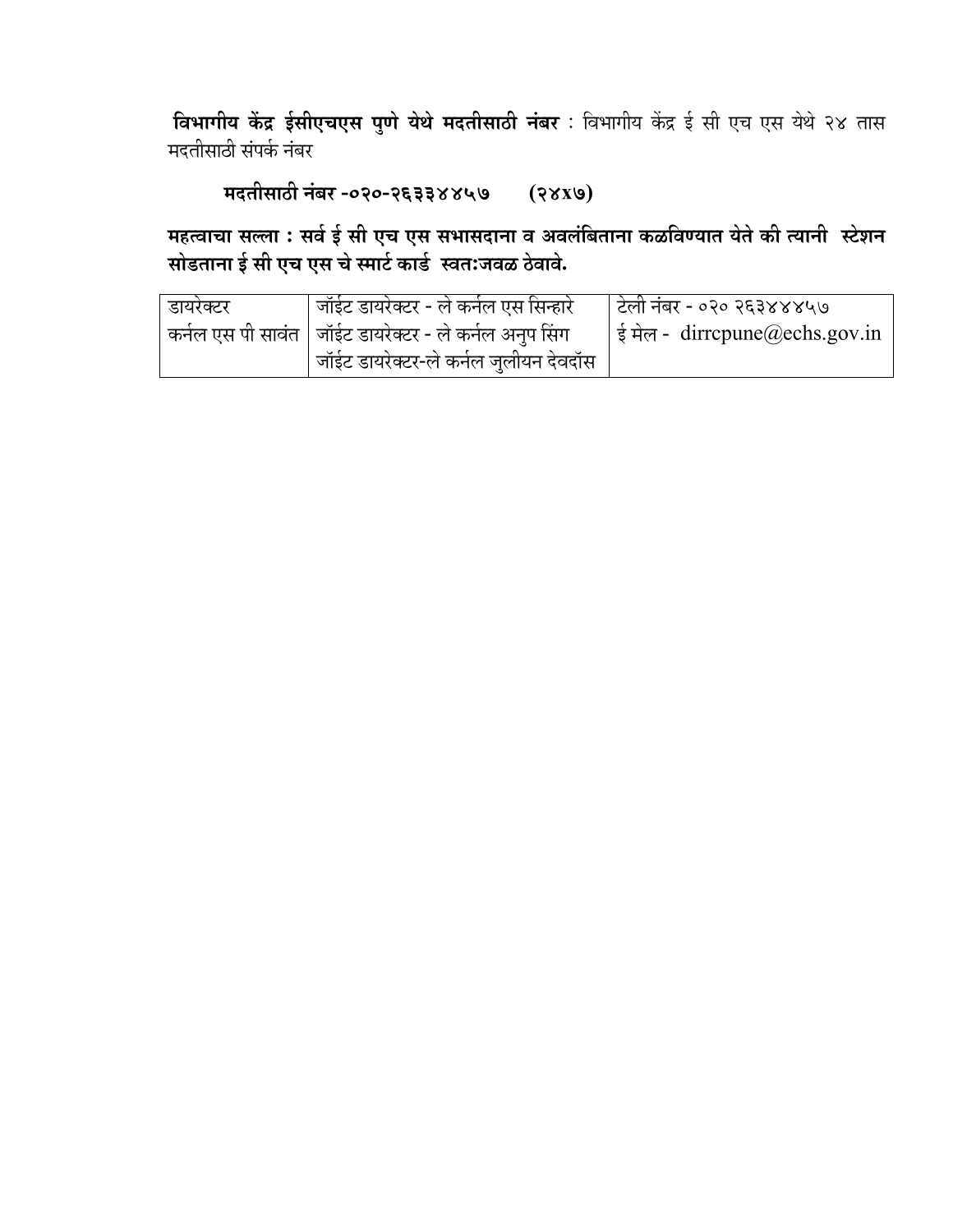**विभागीय केंद्र ईसीएचएस पुणे येथे मदतीसाठी नंबर** : विभागीय केंद्र ई सी एच एस येथे २४ तास मदतीसाठी संपर्क नंबर

**मदतीसाठी नंबर -०२०-२६३३४४५७ (२४x७)**

**महत्वाचा सल्ला : सर्व ई सी एच एस सभासदाना व अवलंबिताना कळविण्यात येते की त्यानी स्टेशन सोडताना ई सी एच एस चे स्मार्ट कार्ड स्वतःजवळ ठेवावे.**

| | | |
|---|---|---|
| डायरेक्टर | जॉईट डायरेक्टर - ले कर्नल एस सिन्हारे | टेली नंबर - ०२० २६३४४४५७ |
| कर्नल एस पी सावंत | जॉईट डायरेक्टर - ले कर्नल अनुप सिंग | ई मेल - dirrcpune@echs.gov.in |
| | जॉईट डायरेक्टर-ले कर्नल जुलीयन देवदॉस | |